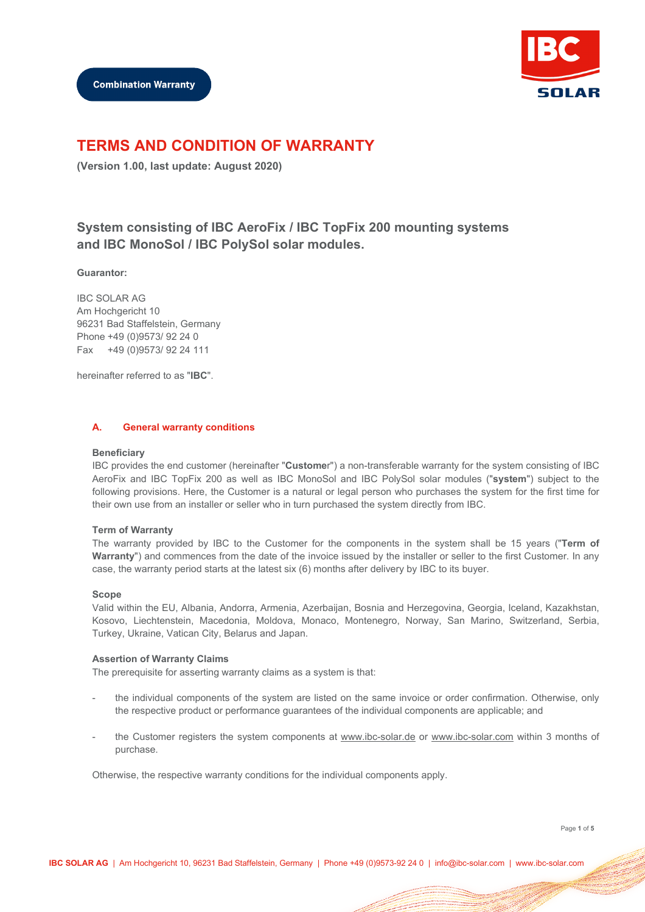Combination Warranty

# TERMS AND CONDITION OF WARRANTY

**(Version 1.00, last update: August 2020)**

## System consisting of IBC AeroFix / IBC TopFix 200 mounting systems and IBC MonoSol / IBC PolySol solar modules.

**Guarantor:**

IBC SOLAR AG
Am Hochgericht 10
96231 Bad Staffelstein, Germany
Phone +49 (0)9573/ 92 24 0
Fax +49 (0)9573/ 92 24 111

hereinafter referred to as "**IBC**".

### A. General warranty conditions

**Beneficiary**

IBC provides the end customer (hereinafter "**Customer**") a non-transferable warranty for the system consisting of IBC AeroFix and IBC TopFix 200 as well as IBC MonoSol and IBC PolySol solar modules ("**system**") subject to the following provisions. Here, the Customer is a natural or legal person who purchases the system for the first time for their own use from an installer or seller who in turn purchased the system directly from IBC.

**Term of Warranty**

The warranty provided by IBC to the Customer for the components in the system shall be 15 years ("**Term of Warranty**") and commences from the date of the invoice issued by the installer or seller to the first Customer. In any case, the warranty period starts at the latest six (6) months after delivery by IBC to its buyer.

**Scope**

Valid within the EU, Albania, Andorra, Armenia, Azerbaijan, Bosnia and Herzegovina, Georgia, Iceland, Kazakhstan, Kosovo, Liechtenstein, Macedonia, Moldova, Monaco, Montenegro, Norway, San Marino, Switzerland, Serbia, Turkey, Ukraine, Vatican City, Belarus and Japan.

**Assertion of Warranty Claims**

The prerequisite for asserting warranty claims as a system is that:

- the individual components of the system are listed on the same invoice or order confirmation. Otherwise, only the respective product or performance guarantees of the individual components are applicable; and
- the Customer registers the system components at www.ibc-solar.de or www.ibc-solar.com within 3 months of purchase.

Otherwise, the respective warranty conditions for the individual components apply.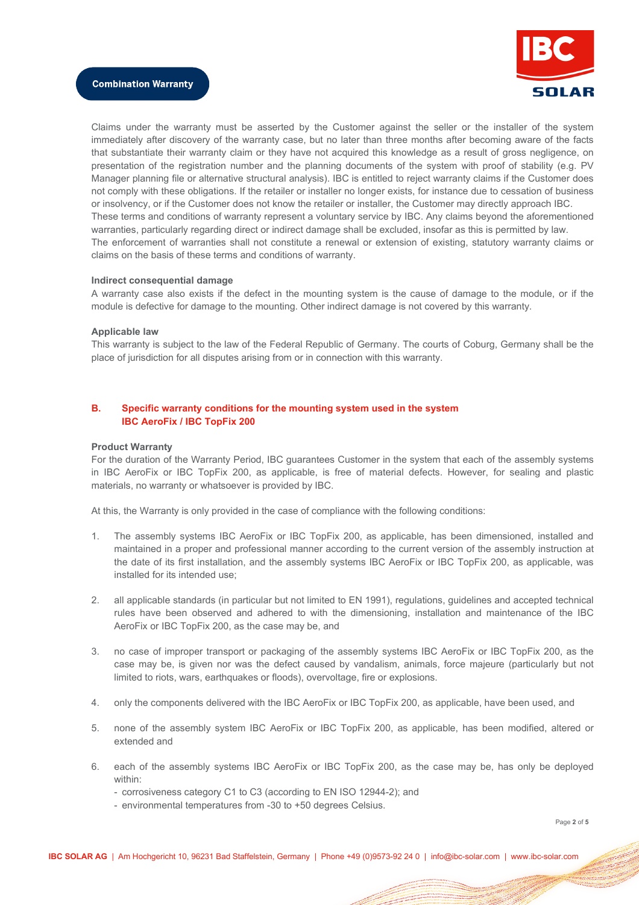Claims under the warranty must be asserted by the Customer against the seller or the installer of the system immediately after discovery of the warranty case, but no later than three months after becoming aware of the facts that substantiate their warranty claim or they have not acquired this knowledge as a result of gross negligence, on presentation of the registration number and the planning documents of the system with proof of stability (e.g. PV Manager planning file or alternative structural analysis). IBC is entitled to reject warranty claims if the Customer does not comply with these obligations. If the retailer or installer no longer exists, for instance due to cessation of business or insolvency, or if the Customer does not know the retailer or installer, the Customer may directly approach IBC.
These terms and conditions of warranty represent a voluntary service by IBC. Any claims beyond the aforementioned warranties, particularly regarding direct or indirect damage shall be excluded, insofar as this is permitted by law.
The enforcement of warranties shall not constitute a renewal or extension of existing, statutory warranty claims or claims on the basis of these terms and conditions of warranty.

**Indirect consequential damage**
A warranty case also exists if the defect in the mounting system is the cause of damage to the module, or if the module is defective for damage to the mounting. Other indirect damage is not covered by this warranty.

**Applicable law**
This warranty is subject to the law of the Federal Republic of Germany. The courts of Coburg, Germany shall be the place of jurisdiction for all disputes arising from or in connection with this warranty.

## B. Specific warranty conditions for the mounting system used in the system IBC AeroFix / IBC TopFix 200

**Product Warranty**
For the duration of the Warranty Period, IBC guarantees Customer in the system that each of the assembly systems in IBC AeroFix or IBC TopFix 200, as applicable, is free of material defects. However, for sealing and plastic materials, no warranty or whatsoever is provided by IBC.

At this, the Warranty is only provided in the case of compliance with the following conditions:

1. The assembly systems IBC AeroFix or IBC TopFix 200, as applicable, has been dimensioned, installed and maintained in a proper and professional manner according to the current version of the assembly instruction at the date of its first installation, and the assembly systems IBC AeroFix or IBC TopFix 200, as applicable, was installed for its intended use;

2. all applicable standards (in particular but not limited to EN 1991), regulations, guidelines and accepted technical rules have been observed and adhered to with the dimensioning, installation and maintenance of the IBC AeroFix or IBC TopFix 200, as the case may be, and

3. no case of improper transport or packaging of the assembly systems IBC AeroFix or IBC TopFix 200, as the case may be, is given nor was the defect caused by vandalism, animals, force majeure (particularly but not limited to riots, wars, earthquakes or floods), overvoltage, fire or explosions.

4. only the components delivered with the IBC AeroFix or IBC TopFix 200, as applicable, have been used, and

5. none of the assembly system IBC AeroFix or IBC TopFix 200, as applicable, has been modified, altered or extended and

6. each of the assembly systems IBC AeroFix or IBC TopFix 200, as the case may be, has only be deployed within:
   - corrosiveness category C1 to C3 (according to EN ISO 12944-2); and
   - environmental temperatures from -30 to +50 degrees Celsius.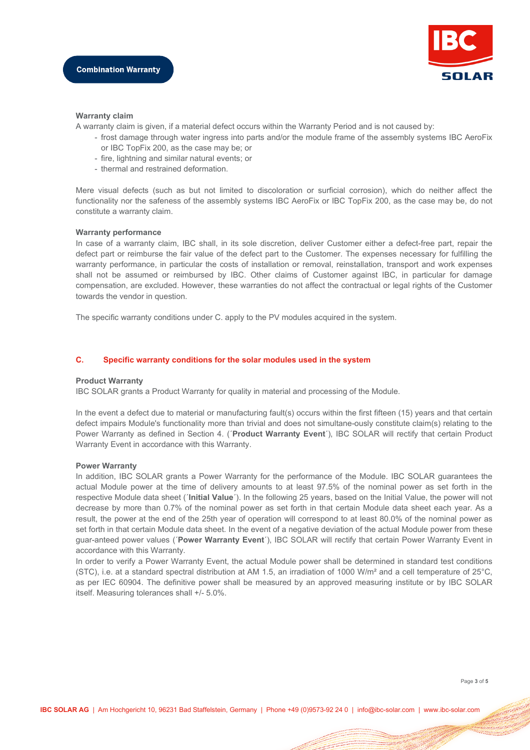**Warranty claim**

A warranty claim is given, if a material defect occurs within the Warranty Period and is not caused by:

- frost damage through water ingress into parts and/or the module frame of the assembly systems IBC AeroFix or IBC TopFix 200, as the case may be; or
- fire, lightning and similar natural events; or
- thermal and restrained deformation.

Mere visual defects (such as but not limited to discoloration or surficial corrosion), which do neither affect the functionality nor the safeness of the assembly systems IBC AeroFix or IBC TopFix 200, as the case may be, do not constitute a warranty claim.

**Warranty performance**

In case of a warranty claim, IBC shall, in its sole discretion, deliver Customer either a defect-free part, repair the defect part or reimburse the fair value of the defect part to the Customer. The expenses necessary for fulfilling the warranty performance, in particular the costs of installation or removal, reinstallation, transport and work expenses shall not be assumed or reimbursed by IBC. Other claims of Customer against IBC, in particular for damage compensation, are excluded. However, these warranties do not affect the contractual or legal rights of the Customer towards the vendor in question.

The specific warranty conditions under C. apply to the PV modules acquired in the system.

## C. Specific warranty conditions for the solar modules used in the system

**Product Warranty**

IBC SOLAR grants a Product Warranty for quality in material and processing of the Module.

In the event a defect due to material or manufacturing fault(s) occurs within the first fifteen (15) years and that certain defect impairs Module's functionality more than trivial and does not simultane-ously constitute claim(s) relating to the Power Warranty as defined in Section 4. (´**Product Warranty Event**´), IBC SOLAR will rectify that certain Product Warranty Event in accordance with this Warranty.

**Power Warranty**

In addition, IBC SOLAR grants a Power Warranty for the performance of the Module. IBC SOLAR guarantees the actual Module power at the time of delivery amounts to at least 97.5% of the nominal power as set forth in the respective Module data sheet (´**Initial Value**´). In the following 25 years, based on the Initial Value, the power will not decrease by more than 0.7% of the nominal power as set forth in that certain Module data sheet each year. As a result, the power at the end of the 25th year of operation will correspond to at least 80.0% of the nominal power as set forth in that certain Module data sheet. In the event of a negative deviation of the actual Module power from these guar-anteed power values (´**Power Warranty Event**´), IBC SOLAR will rectify that certain Power Warranty Event in accordance with this Warranty.

In order to verify a Power Warranty Event, the actual Module power shall be determined in standard test conditions (STC), i.e. at a standard spectral distribution at AM 1.5, an irradiation of 1000 W/m² and a cell temperature of 25°C, as per IEC 60904. The definitive power shall be measured by an approved measuring institute or by IBC SOLAR itself. Measuring tolerances shall +/- 5.0%.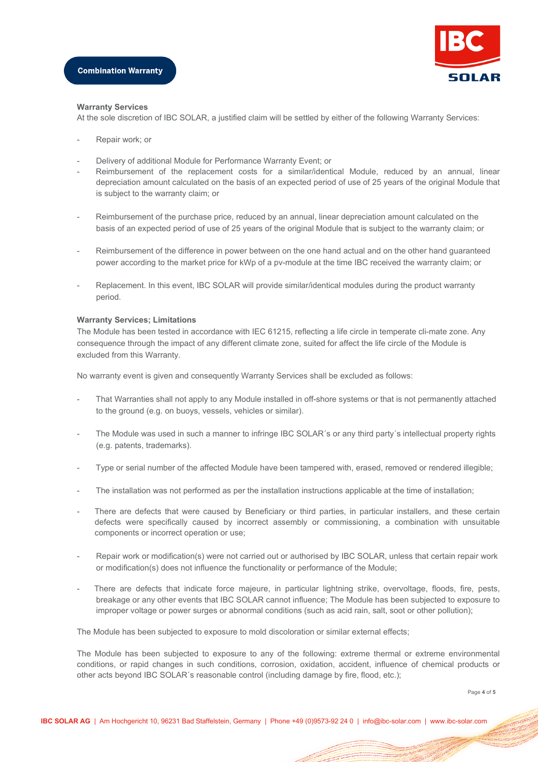**Warranty Services**

At the sole discretion of IBC SOLAR, a justified claim will be settled by either of the following Warranty Services:

- Repair work; or
- Delivery of additional Module for Performance Warranty Event; or
- Reimbursement of the replacement costs for a similar/identical Module, reduced by an annual, linear depreciation amount calculated on the basis of an expected period of use of 25 years of the original Module that is subject to the warranty claim; or
- Reimbursement of the purchase price, reduced by an annual, linear depreciation amount calculated on the basis of an expected period of use of 25 years of the original Module that is subject to the warranty claim; or
- Reimbursement of the difference in power between on the one hand actual and on the other hand guaranteed power according to the market price for kWp of a pv-module at the time IBC received the warranty claim; or
- Replacement. In this event, IBC SOLAR will provide similar/identical modules during the product warranty period.

**Warranty Services; Limitations**

The Module has been tested in accordance with IEC 61215, reflecting a life circle in temperate cli-mate zone. Any consequence through the impact of any different climate zone, suited for affect the life circle of the Module is excluded from this Warranty.

No warranty event is given and consequently Warranty Services shall be excluded as follows:

- That Warranties shall not apply to any Module installed in off-shore systems or that is not permanently attached to the ground (e.g. on buoys, vessels, vehicles or similar).
- The Module was used in such a manner to infringe IBC SOLAR´s or any third party´s intellectual property rights (e.g. patents, trademarks).
- Type or serial number of the affected Module have been tampered with, erased, removed or rendered illegible;
- The installation was not performed as per the installation instructions applicable at the time of installation;
- There are defects that were caused by Beneficiary or third parties, in particular installers, and these certain defects were specifically caused by incorrect assembly or commissioning, a combination with unsuitable components or incorrect operation or use;
- Repair work or modification(s) were not carried out or authorised by IBC SOLAR, unless that certain repair work or modification(s) does not influence the functionality or performance of the Module;
- There are defects that indicate force majeure, in particular lightning strike, overvoltage, floods, fire, pests, breakage or any other events that IBC SOLAR cannot influence; The Module has been subjected to exposure to improper voltage or power surges or abnormal conditions (such as acid rain, salt, soot or other pollution);

The Module has been subjected to exposure to mold discoloration or similar external effects;

The Module has been subjected to exposure to any of the following: extreme thermal or extreme environmental conditions, or rapid changes in such conditions, corrosion, oxidation, accident, influence of chemical products or other acts beyond IBC SOLAR´s reasonable control (including damage by fire, flood, etc.);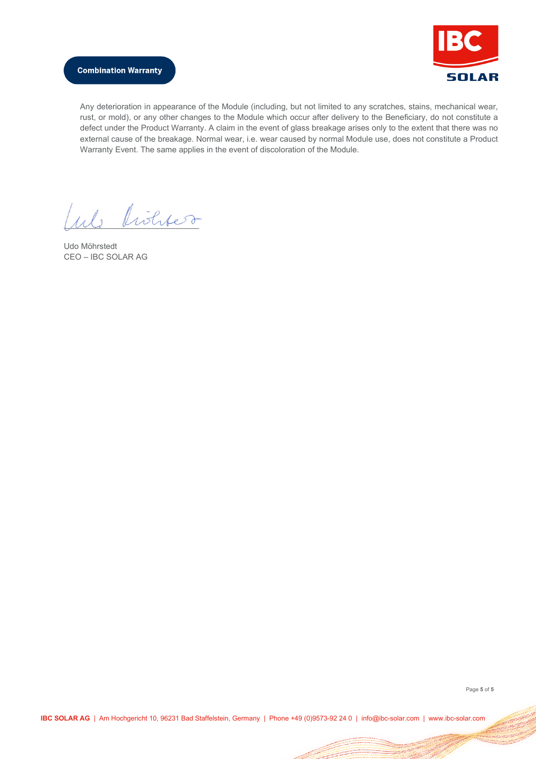Any deterioration in appearance of the Module (including, but not limited to any scratches, stains, mechanical wear, rust, or mold), or any other changes to the Module which occur after delivery to the Beneficiary, do not constitute a defect under the Product Warranty. A claim in the event of glass breakage arises only to the extent that there was no external cause of the breakage. Normal wear, i.e. wear caused by normal Module use, does not constitute a Product Warranty Event. The same applies in the event of discoloration of the Module.

Udo Möhrstedt
CEO – IBC SOLAR AG